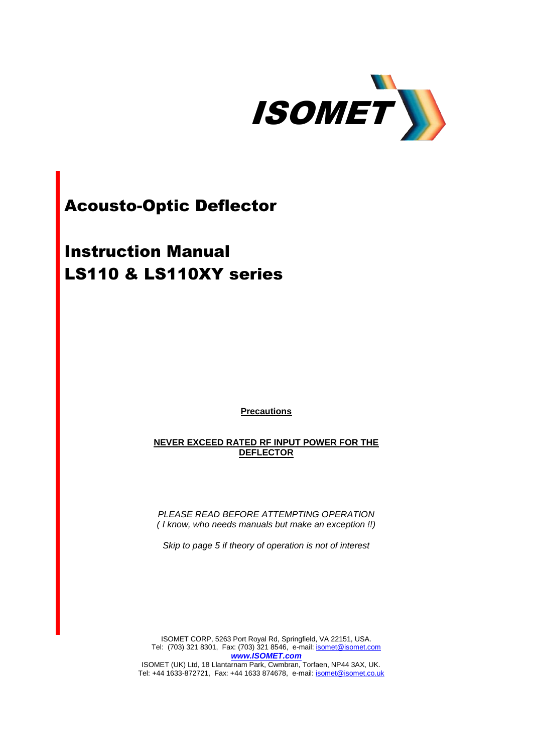ISOMET

# Acousto-Optic Deflector

# Instruction Manual
# LS110 & LS110XY series

**Precautions**

**NEVER EXCEED RATED RF INPUT POWER FOR THE DEFLECTOR**

*PLEASE READ BEFORE ATTEMPTING OPERATION*
*( I know, who needs manuals but make an exception !!)*

*Skip to page 5 if theory of operation is not of interest*

ISOMET CORP, 5263 Port Royal Rd, Springfield, VA 22151, USA.
Tel: (703) 321 8301, Fax: (703) 321 8546, e-mail: isomet@isomet.com
***www.ISOMET.com***
ISOMET (UK) Ltd, 18 Llantarnam Park, Cwmbran, Torfaen, NP44 3AX, UK.
Tel: +44 1633-872721, Fax: +44 1633 874678, e-mail: isomet@isomet.co.uk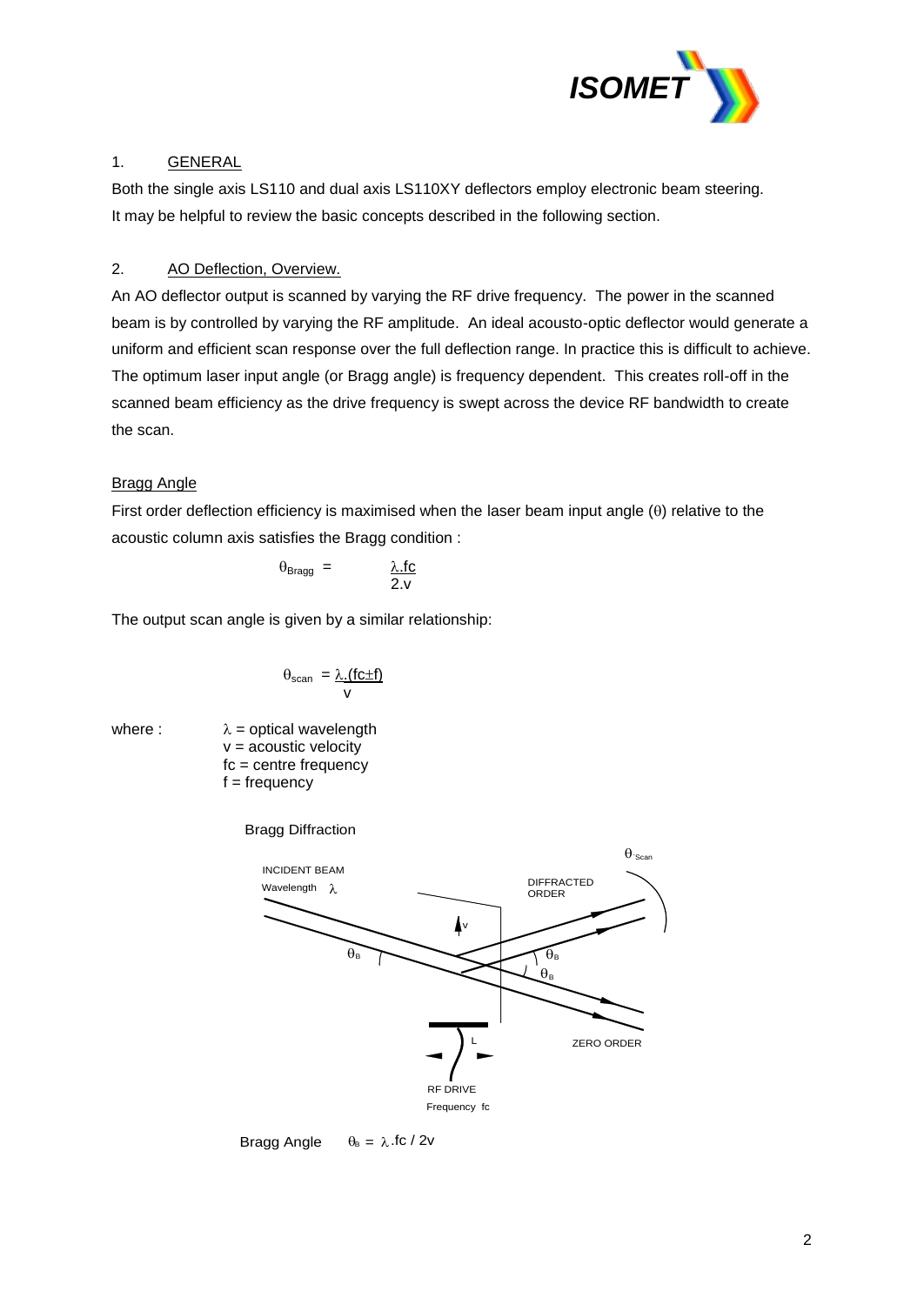## 1. GENERAL

Both the single axis LS110 and dual axis LS110XY deflectors employ electronic beam steering. It may be helpful to review the basic concepts described in the following section.

## 2. AO Deflection, Overview.

An AO deflector output is scanned by varying the RF drive frequency. The power in the scanned beam is by controlled by varying the RF amplitude. An ideal acousto-optic deflector would generate a uniform and efficient scan response over the full deflection range. In practice this is difficult to achieve. The optimum laser input angle (or Bragg angle) is frequency dependent. This creates roll-off in the scanned beam efficiency as the drive frequency is swept across the device RF bandwidth to create the scan.

### Bragg Angle

First order deflection efficiency is maximised when the laser beam input angle ($\theta$) relative to the acoustic column axis satisfies the Bragg condition :

$$\theta_{Bragg} = \frac{\lambda . fc}{2.v}$$

The output scan angle is given by a similar relationship:

$$\theta_{scan} = \frac{\lambda .(fc \pm f)}{v}$$

where :
- $\lambda$ = optical wavelength
- v = acoustic velocity
- fc = centre frequency
- f = frequency

Bragg Diffraction

INCIDENT BEAM Wavelength $\lambda$ — DIFFRACTED ORDER — ZERO ORDER — RF DRIVE Frequency fc — $\theta_{Scan}$ — $\theta_B$ — v — L

Bragg Angle $\theta_B = \lambda .fc / 2v$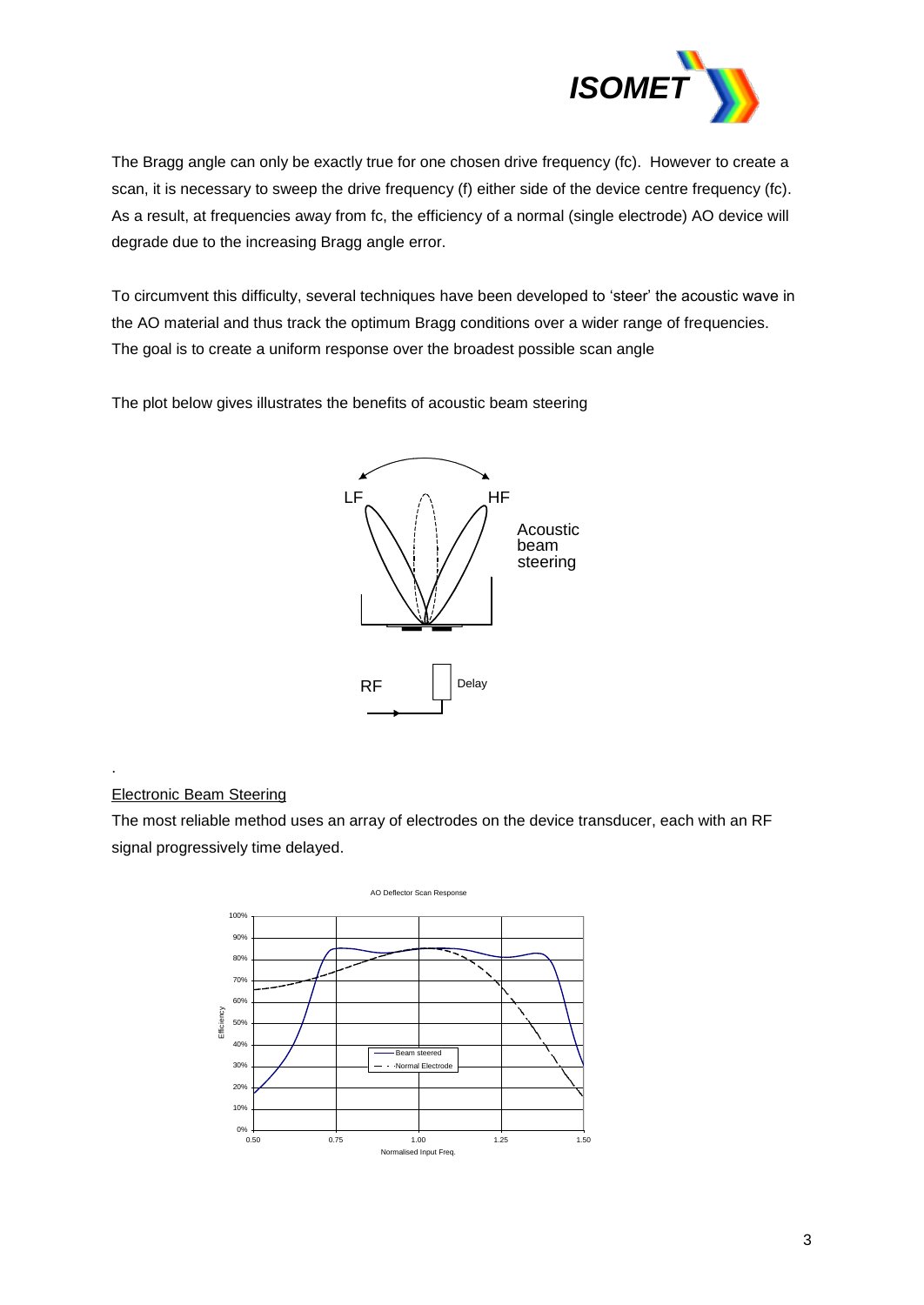The Bragg angle can only be exactly true for one chosen drive frequency (fc). However to create a scan, it is necessary to sweep the drive frequency (f) either side of the device centre frequency (fc). As a result, at frequencies away from fc, the efficiency of a normal (single electrode) AO device will degrade due to the increasing Bragg angle error.

To circumvent this difficulty, several techniques have been developed to 'steer' the acoustic wave in the AO material and thus track the optimum Bragg conditions over a wider range of frequencies. The goal is to create a uniform response over the broadest possible scan angle

The plot below gives illustrates the benefits of acoustic beam steering

LF HF Acoustic beam steering

RF Delay

.

<u>Electronic Beam Steering</u>

The most reliable method uses an array of electrodes on the device transducer, each with an RF signal progressively time delayed.

AO Deflector Scan Response

Efficiency — Beam steered; Normal Electrode — Normalised Input Freq.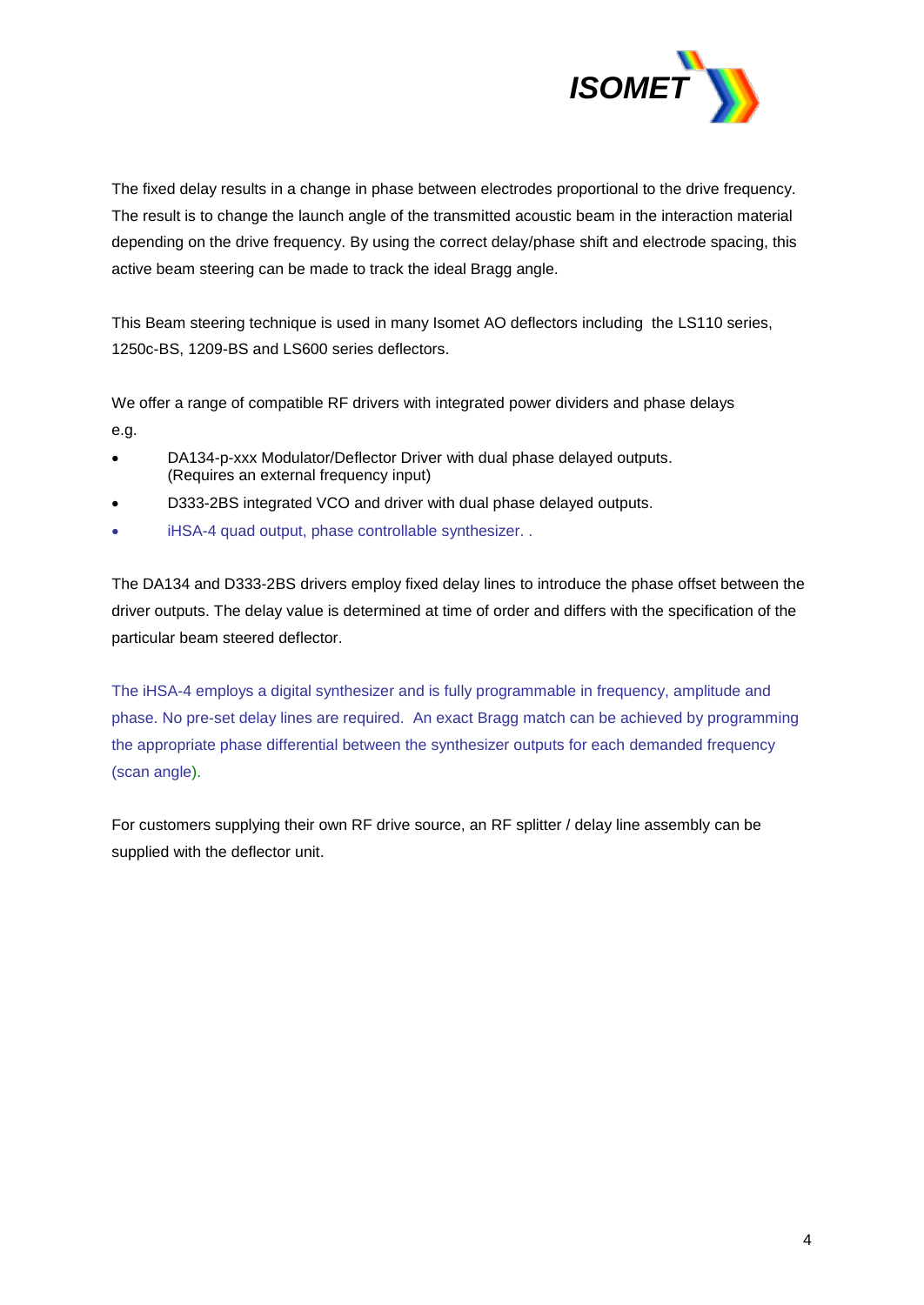The fixed delay results in a change in phase between electrodes proportional to the drive frequency. The result is to change the launch angle of the transmitted acoustic beam in the interaction material depending on the drive frequency. By using the correct delay/phase shift and electrode spacing, this active beam steering can be made to track the ideal Bragg angle.

This Beam steering technique is used in many Isomet AO deflectors including the LS110 series, 1250c-BS, 1209-BS and LS600 series deflectors.

We offer a range of compatible RF drivers with integrated power dividers and phase delays e.g.

- DA134-p-xxx Modulator/Deflector Driver with dual phase delayed outputs.  
  (Requires an external frequency input)
- D333-2BS integrated VCO and driver with dual phase delayed outputs.
- iHSA-4 quad output, phase controllable synthesizer. .

The DA134 and D333-2BS drivers employ fixed delay lines to introduce the phase offset between the driver outputs. The delay value is determined at time of order and differs with the specification of the particular beam steered deflector.

The iHSA-4 employs a digital synthesizer and is fully programmable in frequency, amplitude and phase. No pre-set delay lines are required. An exact Bragg match can be achieved by programming the appropriate phase differential between the synthesizer outputs for each demanded frequency (scan angle).

For customers supplying their own RF drive source, an RF splitter / delay line assembly can be supplied with the deflector unit.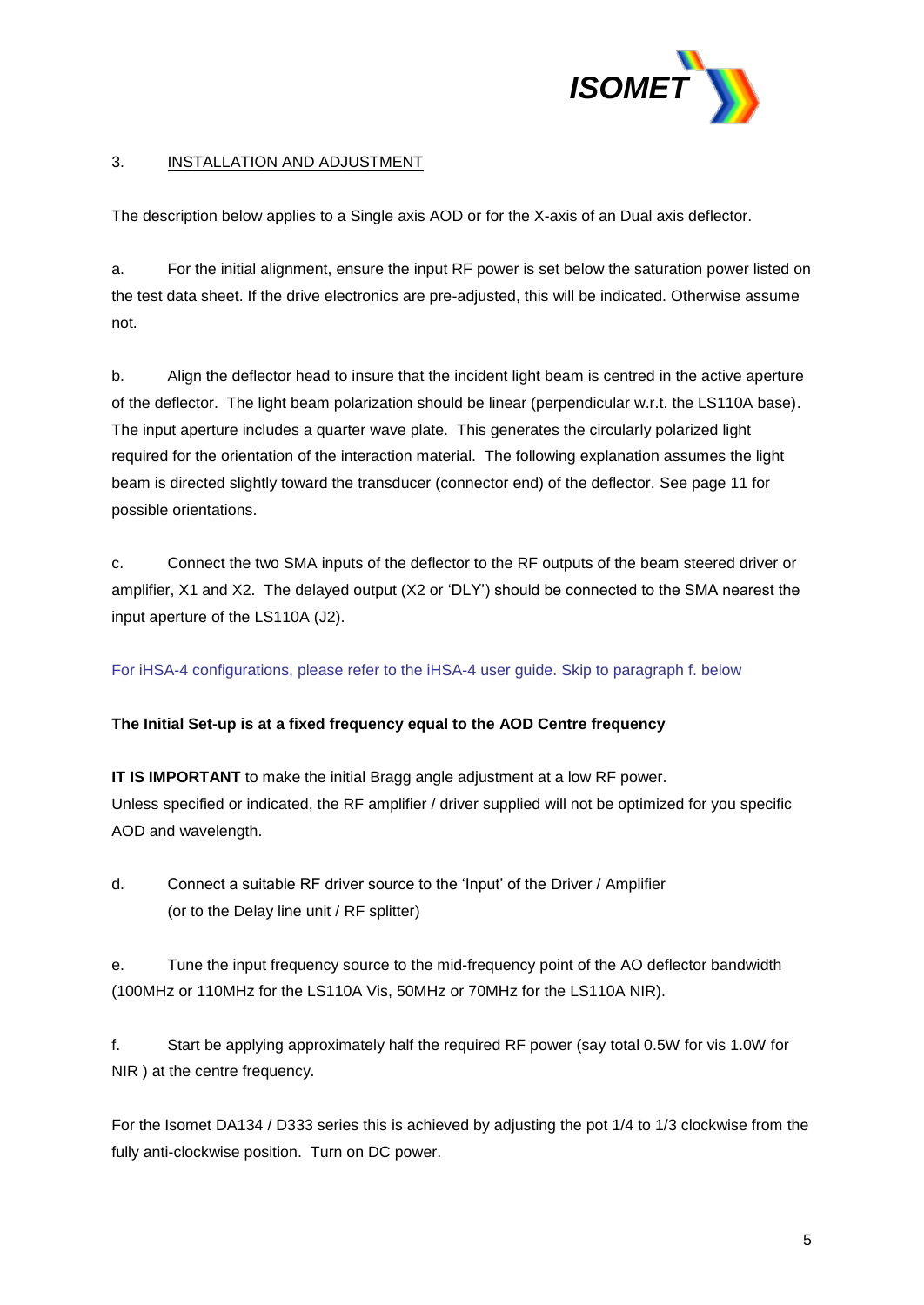## 3. INSTALLATION AND ADJUSTMENT

The description below applies to a Single axis AOD or for the X-axis of an Dual axis deflector.

a. For the initial alignment, ensure the input RF power is set below the saturation power listed on the test data sheet. If the drive electronics are pre-adjusted, this will be indicated. Otherwise assume not.

b. Align the deflector head to insure that the incident light beam is centred in the active aperture of the deflector. The light beam polarization should be linear (perpendicular w.r.t. the LS110A base). The input aperture includes a quarter wave plate. This generates the circularly polarized light required for the orientation of the interaction material. The following explanation assumes the light beam is directed slightly toward the transducer (connector end) of the deflector. See page 11 for possible orientations.

c. Connect the two SMA inputs of the deflector to the RF outputs of the beam steered driver or amplifier, X1 and X2. The delayed output (X2 or 'DLY') should be connected to the SMA nearest the input aperture of the LS110A (J2).

For iHSA-4 configurations, please refer to the iHSA-4 user guide. Skip to paragraph f. below

**The Initial Set-up is at a fixed frequency equal to the AOD Centre frequency**

**IT IS IMPORTANT** to make the initial Bragg angle adjustment at a low RF power.
Unless specified or indicated, the RF amplifier / driver supplied will not be optimized for you specific AOD and wavelength.

d. Connect a suitable RF driver source to the 'Input' of the Driver / Amplifier (or to the Delay line unit / RF splitter)

e. Tune the input frequency source to the mid-frequency point of the AO deflector bandwidth (100MHz or 110MHz for the LS110A Vis, 50MHz or 70MHz for the LS110A NIR).

f. Start be applying approximately half the required RF power (say total 0.5W for vis 1.0W for NIR ) at the centre frequency.

For the Isomet DA134 / D333 series this is achieved by adjusting the pot 1/4 to 1/3 clockwise from the fully anti-clockwise position. Turn on DC power.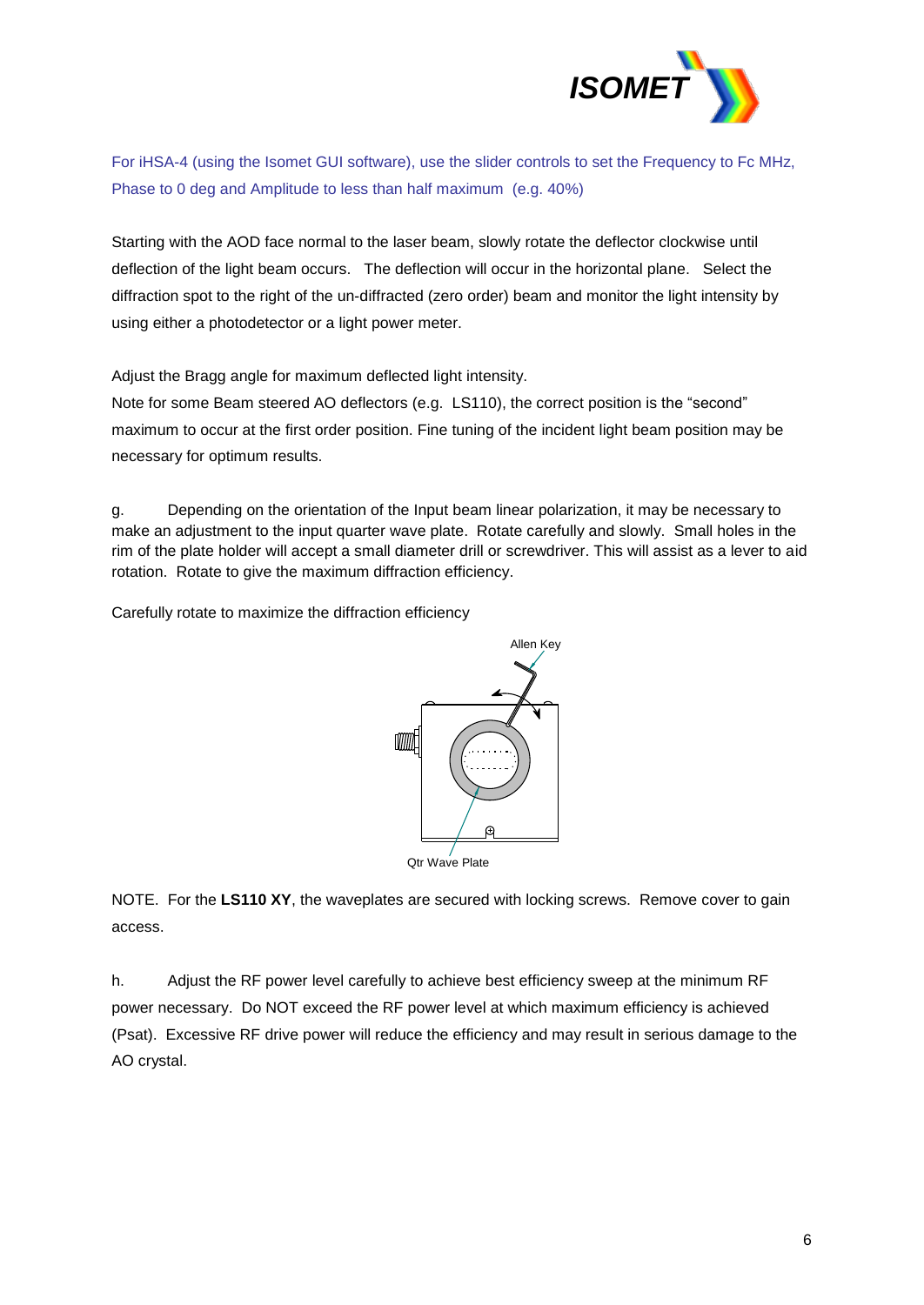For iHSA-4 (using the Isomet GUI software), use the slider controls to set the Frequency to Fc MHz, Phase to 0 deg and Amplitude to less than half maximum (e.g. 40%)

Starting with the AOD face normal to the laser beam, slowly rotate the deflector clockwise until deflection of the light beam occurs. The deflection will occur in the horizontal plane. Select the diffraction spot to the right of the un-diffracted (zero order) beam and monitor the light intensity by using either a photodetector or a light power meter.

Adjust the Bragg angle for maximum deflected light intensity.
Note for some Beam steered AO deflectors (e.g. LS110), the correct position is the "second" maximum to occur at the first order position. Fine tuning of the incident light beam position may be necessary for optimum results.

g. Depending on the orientation of the Input beam linear polarization, it may be necessary to make an adjustment to the input quarter wave plate. Rotate carefully and slowly. Small holes in the rim of the plate holder will accept a small diameter drill or screwdriver. This will assist as a lever to aid rotation. Rotate to give the maximum diffraction efficiency.

Carefully rotate to maximize the diffraction efficiency

Allen Key

Qtr Wave Plate

NOTE. For the **LS110 XY**, the waveplates are secured with locking screws. Remove cover to gain access.

h. Adjust the RF power level carefully to achieve best efficiency sweep at the minimum RF power necessary. Do NOT exceed the RF power level at which maximum efficiency is achieved (Psat). Excessive RF drive power will reduce the efficiency and may result in serious damage to the AO crystal.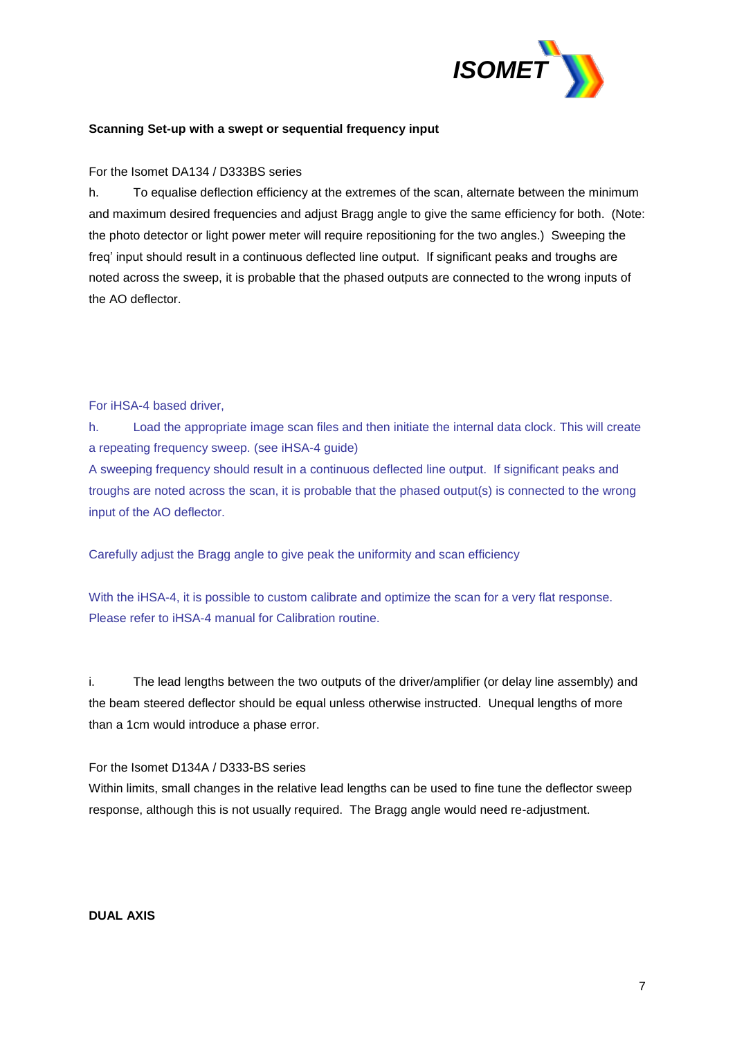**Scanning Set-up with a swept or sequential frequency input**

For the Isomet DA134 / D333BS series

h. To equalise deflection efficiency at the extremes of the scan, alternate between the minimum and maximum desired frequencies and adjust Bragg angle to give the same efficiency for both. (Note: the photo detector or light power meter will require repositioning for the two angles.) Sweeping the freq' input should result in a continuous deflected line output. If significant peaks and troughs are noted across the sweep, it is probable that the phased outputs are connected to the wrong inputs of the AO deflector.

For iHSA-4 based driver,

h. Load the appropriate image scan files and then initiate the internal data clock. This will create a repeating frequency sweep. (see iHSA-4 guide)

A sweeping frequency should result in a continuous deflected line output. If significant peaks and troughs are noted across the scan, it is probable that the phased output(s) is connected to the wrong input of the AO deflector.

Carefully adjust the Bragg angle to give peak the uniformity and scan efficiency

With the iHSA-4, it is possible to custom calibrate and optimize the scan for a very flat response. Please refer to iHSA-4 manual for Calibration routine.

i. The lead lengths between the two outputs of the driver/amplifier (or delay line assembly) and the beam steered deflector should be equal unless otherwise instructed. Unequal lengths of more than a 1cm would introduce a phase error.

For the Isomet D134A / D333-BS series

Within limits, small changes in the relative lead lengths can be used to fine tune the deflector sweep response, although this is not usually required. The Bragg angle would need re-adjustment.

**DUAL AXIS**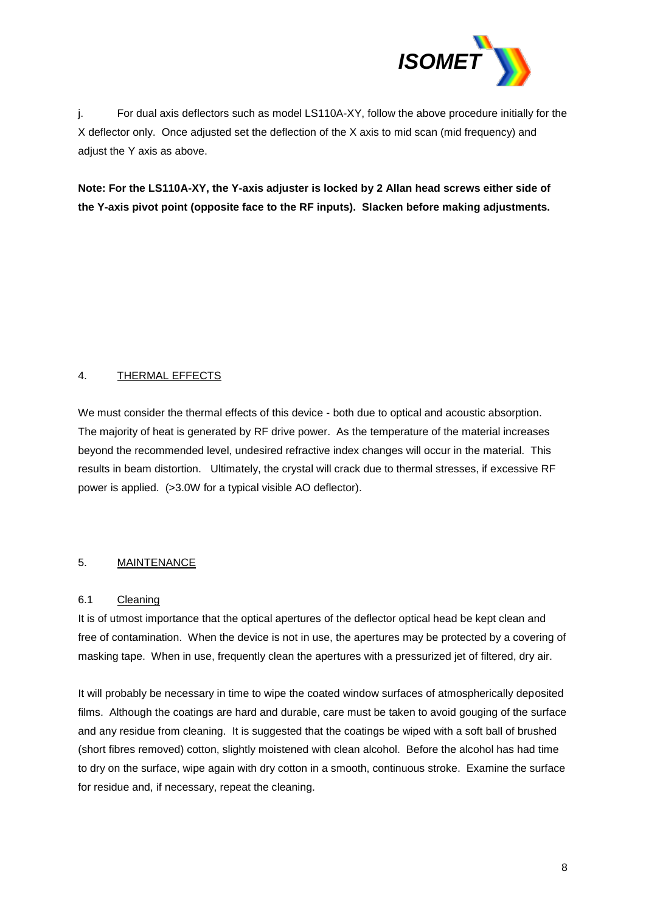j. For dual axis deflectors such as model LS110A-XY, follow the above procedure initially for the X deflector only. Once adjusted set the deflection of the X axis to mid scan (mid frequency) and adjust the Y axis as above.

**Note: For the LS110A-XY, the Y-axis adjuster is locked by 2 Allan head screws either side of the Y-axis pivot point (opposite face to the RF inputs). Slacken before making adjustments.**

## 4. THERMAL EFFECTS

We must consider the thermal effects of this device - both due to optical and acoustic absorption. The majority of heat is generated by RF drive power. As the temperature of the material increases beyond the recommended level, undesired refractive index changes will occur in the material. This results in beam distortion. Ultimately, the crystal will crack due to thermal stresses, if excessive RF power is applied. (>3.0W for a typical visible AO deflector).

## 5. MAINTENANCE

### 6.1 Cleaning

It is of utmost importance that the optical apertures of the deflector optical head be kept clean and free of contamination. When the device is not in use, the apertures may be protected by a covering of masking tape. When in use, frequently clean the apertures with a pressurized jet of filtered, dry air.

It will probably be necessary in time to wipe the coated window surfaces of atmospherically deposited films. Although the coatings are hard and durable, care must be taken to avoid gouging of the surface and any residue from cleaning. It is suggested that the coatings be wiped with a soft ball of brushed (short fibres removed) cotton, slightly moistened with clean alcohol. Before the alcohol has had time to dry on the surface, wipe again with dry cotton in a smooth, continuous stroke. Examine the surface for residue and, if necessary, repeat the cleaning.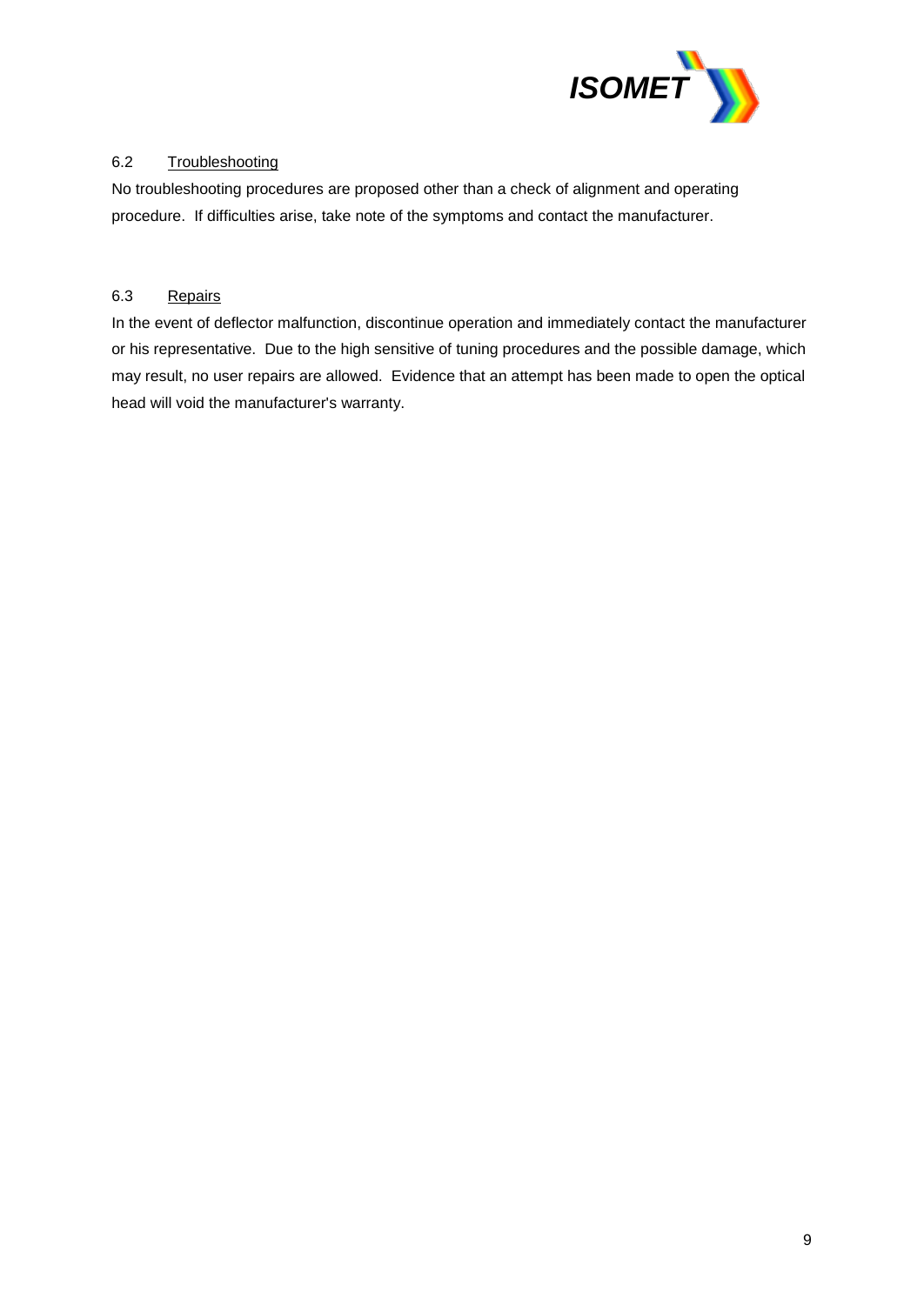### 6.2 Troubleshooting

No troubleshooting procedures are proposed other than a check of alignment and operating procedure. If difficulties arise, take note of the symptoms and contact the manufacturer.

### 6.3 Repairs

In the event of deflector malfunction, discontinue operation and immediately contact the manufacturer or his representative. Due to the high sensitive of tuning procedures and the possible damage, which may result, no user repairs are allowed. Evidence that an attempt has been made to open the optical head will void the manufacturer's warranty.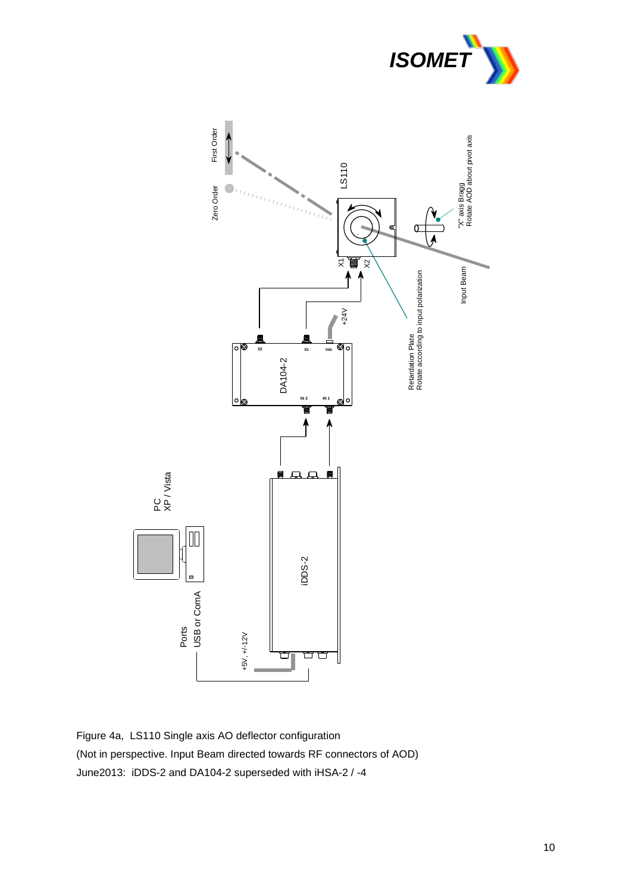Figure 4a, LS110 Single axis AO deflector configuration

(Not in perspective. Input Beam directed towards RF connectors of AOD)

June2013: iDDS-2 and DA104-2 superseded with iHSA-2 / -4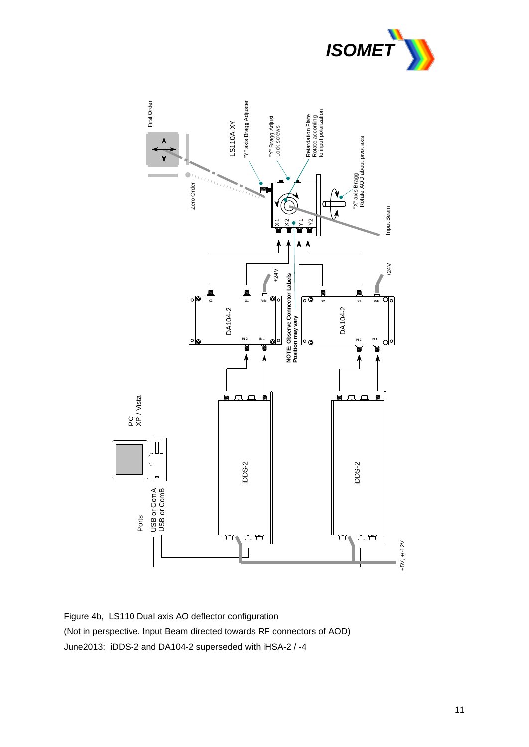Figure 4b, LS110 Dual axis AO deflector configuration

(Not in perspective. Input Beam directed towards RF connectors of AOD)

June2013: iDDS-2 and DA104-2 superseded with iHSA-2 / -4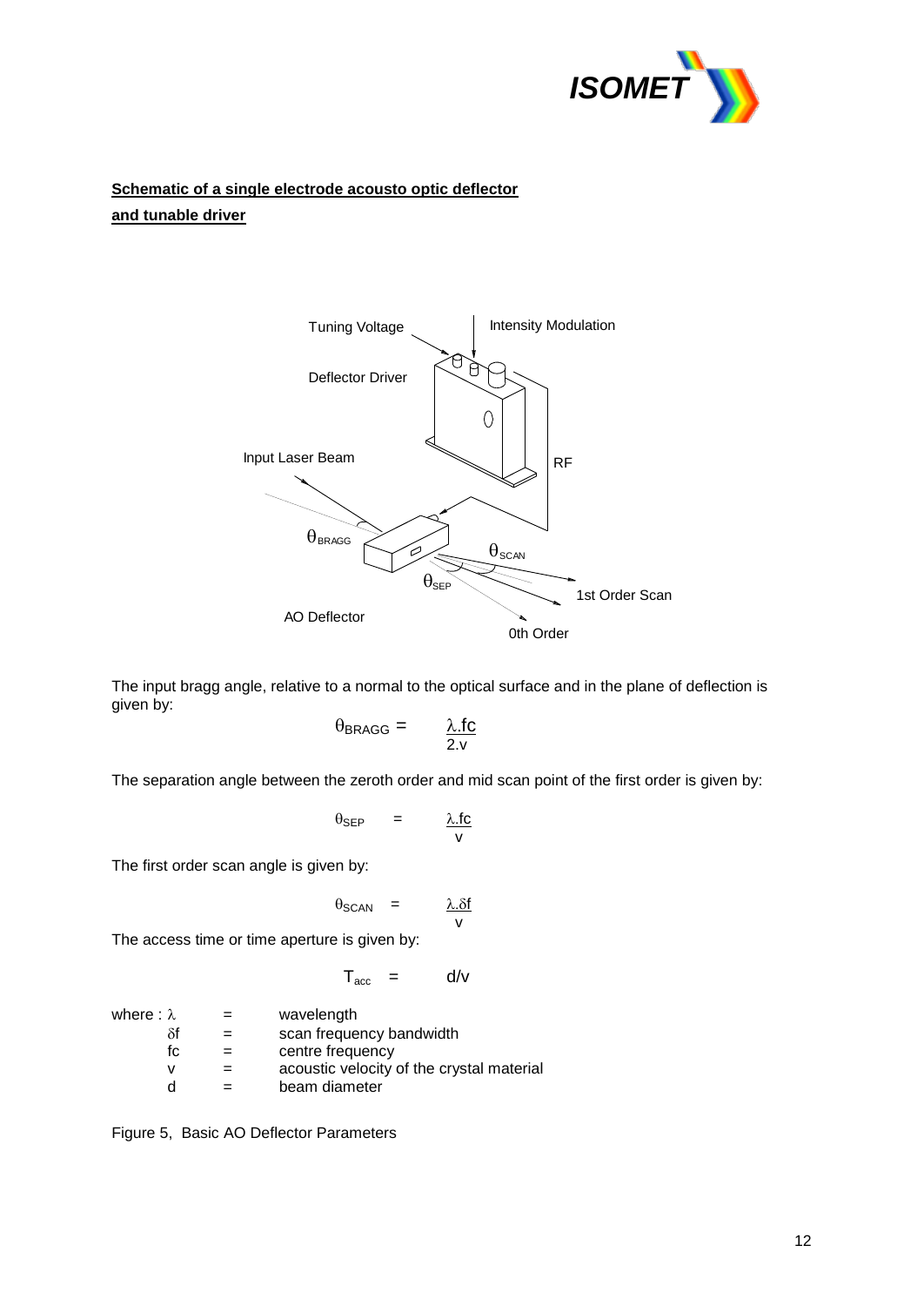**Schematic of a single electrode acousto optic deflector and tunable driver**

Tuning Voltage

Intensity Modulation

Deflector Driver

Input Laser Beam

RF

$\theta_{BRAGG}$

$\theta_{SCAN}$

$\theta_{SEP}$

1st Order Scan

AO Deflector

0th Order

The input bragg angle, relative to a normal to the optical surface and in the plane of deflection is given by:

$$\theta_{BRAGG} = \frac{\lambda . fc}{2.v}$$

The separation angle between the zeroth order and mid scan point of the first order is given by:

$$\theta_{SEP} = \frac{\lambda . fc}{v}$$

The first order scan angle is given by:

$$\theta_{SCAN} = \frac{\lambda . \delta f}{v}$$

The access time or time aperture is given by:

$$T_{acc} = d/v$$

where :

- $\lambda$ = wavelength
- $\delta f$ = scan frequency bandwidth
- $fc$ = centre frequency
- $v$ = acoustic velocity of the crystal material
- $d$ = beam diameter

Figure 5, Basic AO Deflector Parameters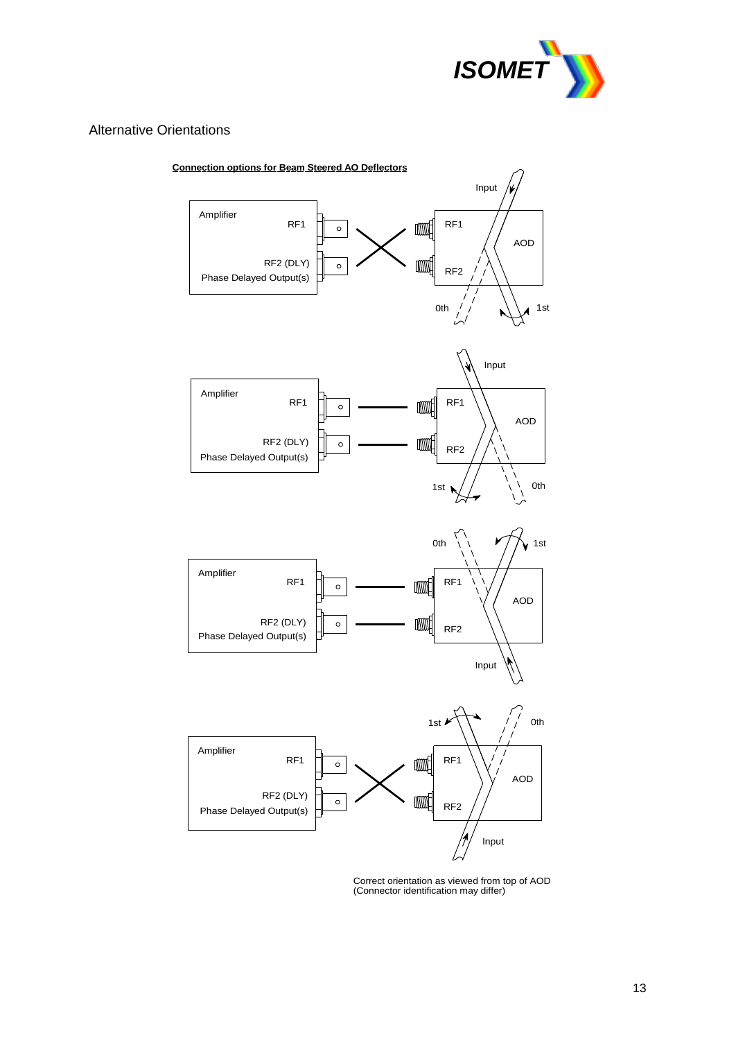Alternative Orientations

**Connection options for Beam Steered AO Deflectors**

Amplifier
RF1
RF2 (DLY)
Phase Delayed Output(s)
RF1
RF2
AOD
Input
0th
1st

Amplifier
RF1
RF2 (DLY)
Phase Delayed Output(s)
RF1
RF2
AOD
Input
1st
0th

Amplifier
RF1
RF2 (DLY)
Phase Delayed Output(s)
RF1
RF2
AOD
0th
1st
Input

Amplifier
RF1
RF2 (DLY)
Phase Delayed Output(s)
RF1
RF2
AOD
1st
0th
Input

Correct orientation as viewed from top of AOD
(Connector identification may differ)